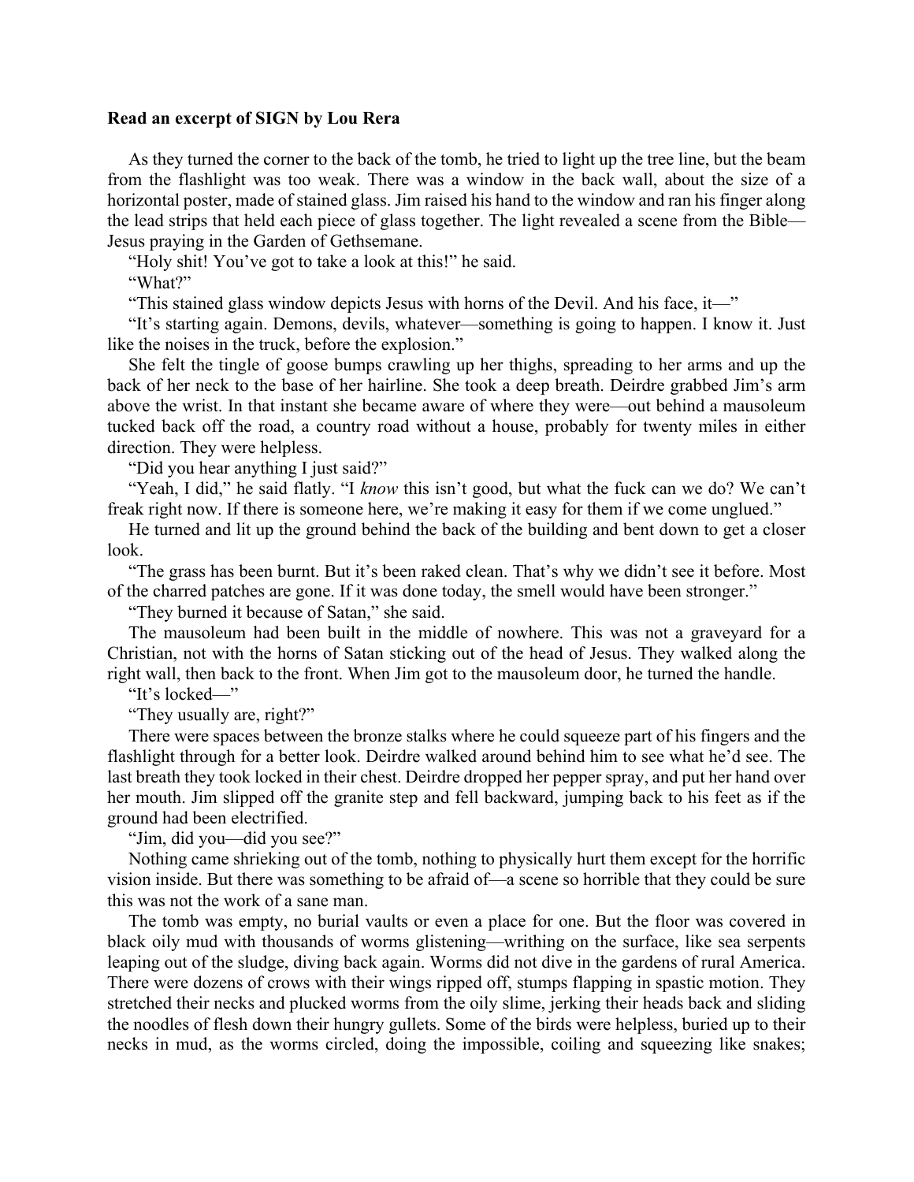**Read an excerpt of SIGN by Lou Rera**

As they turned the corner to the back of the tomb, he tried to light up the tree line, but the beam from the flashlight was too weak. There was a window in the back wall, about the size of a horizontal poster, made of stained glass. Jim raised his hand to the window and ran his finger along the lead strips that held each piece of glass together. The light revealed a scene from the Bible—Jesus praying in the Garden of Gethsemane.

"Holy shit! You've got to take a look at this!" he said.

"What?"

"This stained glass window depicts Jesus with horns of the Devil. And his face, it—"

"It's starting again. Demons, devils, whatever—something is going to happen. I know it. Just like the noises in the truck, before the explosion."

She felt the tingle of goose bumps crawling up her thighs, spreading to her arms and up the back of her neck to the base of her hairline. She took a deep breath. Deirdre grabbed Jim's arm above the wrist. In that instant she became aware of where they were—out behind a mausoleum tucked back off the road, a country road without a house, probably for twenty miles in either direction. They were helpless.

"Did you hear anything I just said?"

"Yeah, I did," he said flatly. "I *know* this isn't good, but what the fuck can we do? We can't freak right now. If there is someone here, we're making it easy for them if we come unglued."

He turned and lit up the ground behind the back of the building and bent down to get a closer look.

"The grass has been burnt. But it's been raked clean. That's why we didn't see it before. Most of the charred patches are gone. If it was done today, the smell would have been stronger."

"They burned it because of Satan," she said.

The mausoleum had been built in the middle of nowhere. This was not a graveyard for a Christian, not with the horns of Satan sticking out of the head of Jesus. They walked along the right wall, then back to the front. When Jim got to the mausoleum door, he turned the handle.

"It's locked—"

"They usually are, right?"

There were spaces between the bronze stalks where he could squeeze part of his fingers and the flashlight through for a better look. Deirdre walked around behind him to see what he'd see. The last breath they took locked in their chest. Deirdre dropped her pepper spray, and put her hand over her mouth. Jim slipped off the granite step and fell backward, jumping back to his feet as if the ground had been electrified.

"Jim, did you—did you see?"

Nothing came shrieking out of the tomb, nothing to physically hurt them except for the horrific vision inside. But there was something to be afraid of—a scene so horrible that they could be sure this was not the work of a sane man.

The tomb was empty, no burial vaults or even a place for one. But the floor was covered in black oily mud with thousands of worms glistening—writhing on the surface, like sea serpents leaping out of the sludge, diving back again. Worms did not dive in the gardens of rural America. There were dozens of crows with their wings ripped off, stumps flapping in spastic motion. They stretched their necks and plucked worms from the oily slime, jerking their heads back and sliding the noodles of flesh down their hungry gullets. Some of the birds were helpless, buried up to their necks in mud, as the worms circled, doing the impossible, coiling and squeezing like snakes;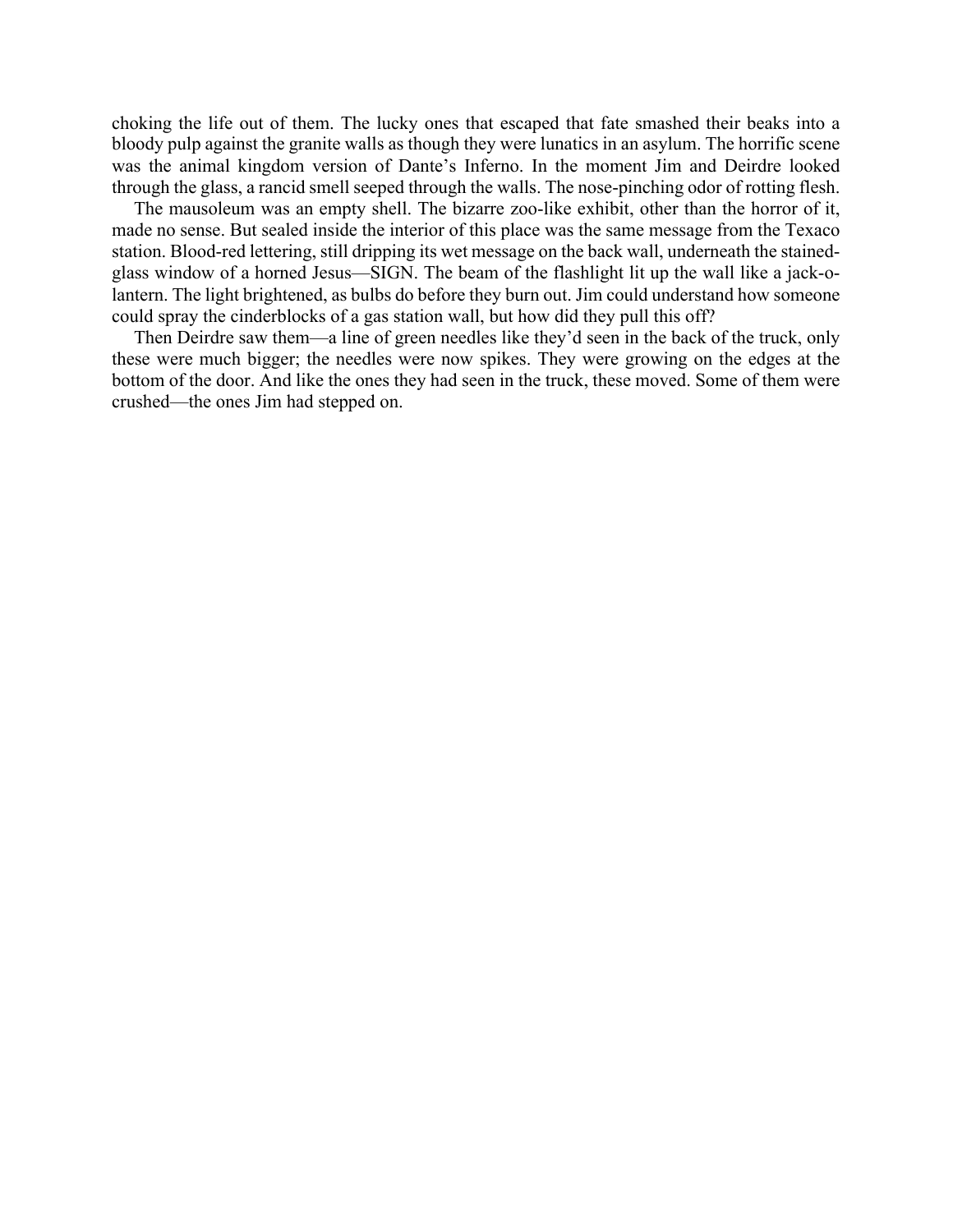choking the life out of them. The lucky ones that escaped that fate smashed their beaks into a bloody pulp against the granite walls as though they were lunatics in an asylum. The horrific scene was the animal kingdom version of Dante's Inferno. In the moment Jim and Deirdre looked through the glass, a rancid smell seeped through the walls. The nose-pinching odor of rotting flesh.

The mausoleum was an empty shell. The bizarre zoo-like exhibit, other than the horror of it, made no sense. But sealed inside the interior of this place was the same message from the Texaco station. Blood-red lettering, still dripping its wet message on the back wall, underneath the stained-glass window of a horned Jesus—SIGN. The beam of the flashlight lit up the wall like a jack-o-lantern. The light brightened, as bulbs do before they burn out. Jim could understand how someone could spray the cinderblocks of a gas station wall, but how did they pull this off?

Then Deirdre saw them—a line of green needles like they'd seen in the back of the truck, only these were much bigger; the needles were now spikes. They were growing on the edges at the bottom of the door. And like the ones they had seen in the truck, these moved. Some of them were crushed—the ones Jim had stepped on.